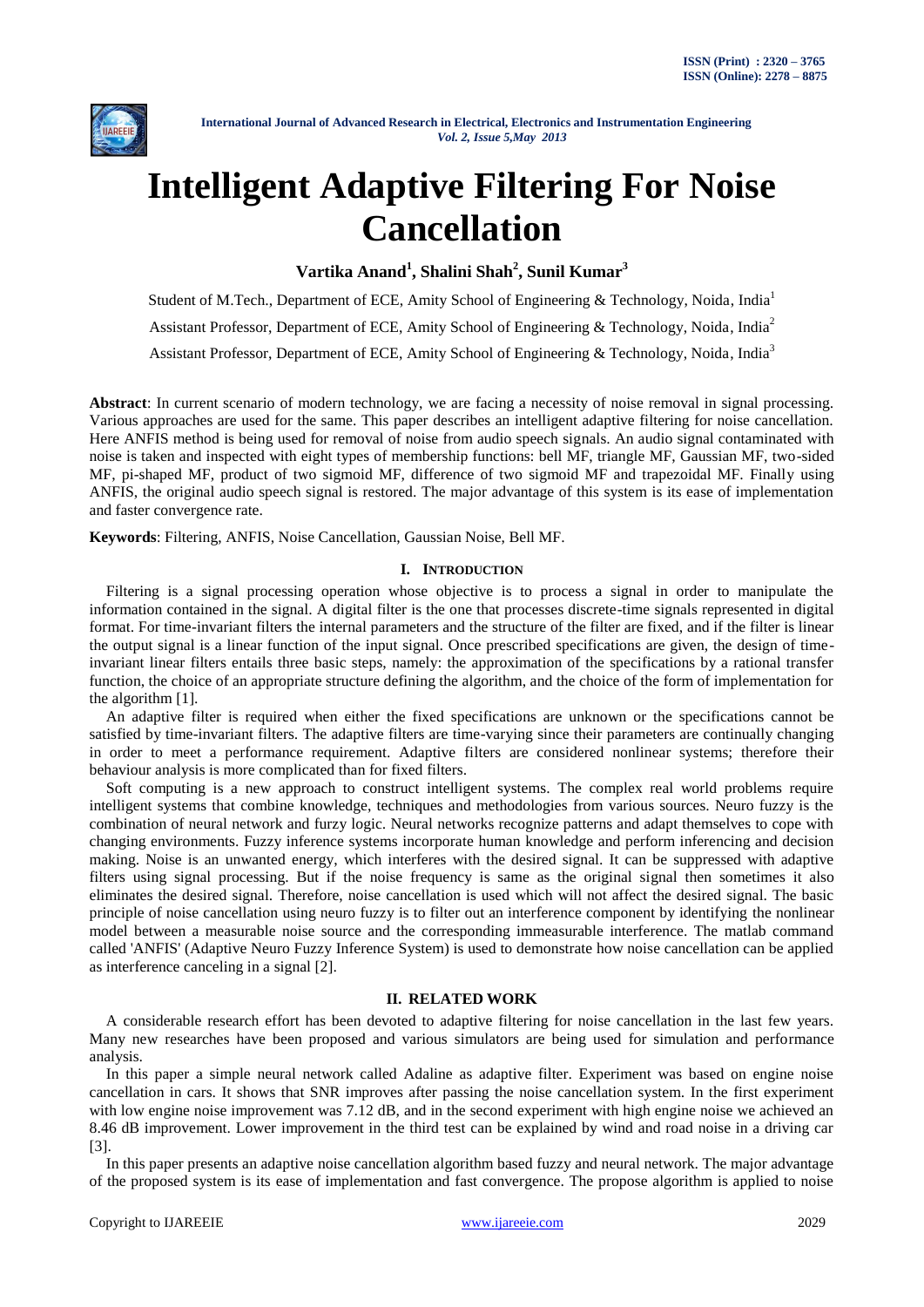# Intelligent Adaptive Filtering For Noise Cancellation

**Vartika Anand[1], Shalini Shah[2], Sunil Kumar[3]**

Student of M.Tech., Department of ECE, Amity School of Engineering & Technology, Noida, India[1]

Assistant Professor, Department of ECE, Amity School of Engineering & Technology, Noida, India[2]

Assistant Professor, Department of ECE, Amity School of Engineering & Technology, Noida, India[3]

**Abstract**: In current scenario of modern technology, we are facing a necessity of noise removal in signal processing. Various approaches are used for the same. This paper describes an intelligent adaptive filtering for noise cancellation. Here ANFIS method is being used for removal of noise from audio speech signals. An audio signal contaminated with noise is taken and inspected with eight types of membership functions: bell MF, triangle MF, Gaussian MF, two-sided MF, pi-shaped MF, product of two sigmoid MF, difference of two sigmoid MF and trapezoidal MF. Finally using ANFIS, the original audio speech signal is restored. The major advantage of this system is its ease of implementation and faster convergence rate.

**Keywords**: Filtering, ANFIS, Noise Cancellation, Gaussian Noise, Bell MF.

## I. INTRODUCTION

Filtering is a signal processing operation whose objective is to process a signal in order to manipulate the information contained in the signal. A digital filter is the one that processes discrete-time signals represented in digital format. For time-invariant filters the internal parameters and the structure of the filter are fixed, and if the filter is linear the output signal is a linear function of the input signal. Once prescribed specifications are given, the design of time-invariant linear filters entails three basic steps, namely: the approximation of the specifications by a rational transfer function, the choice of an appropriate structure defining the algorithm, and the choice of the form of implementation for the algorithm [1].

An adaptive filter is required when either the fixed specifications are unknown or the specifications cannot be satisfied by time-invariant filters. The adaptive filters are time-varying since their parameters are continually changing in order to meet a performance requirement. Adaptive filters are considered nonlinear systems; therefore their behaviour analysis is more complicated than for fixed filters.

Soft computing is a new approach to construct intelligent systems. The complex real world problems require intelligent systems that combine knowledge, techniques and methodologies from various sources. Neuro fuzzy is the combination of neural network and furzy logic. Neural networks recognize patterns and adapt themselves to cope with changing environments. Fuzzy inference systems incorporate human knowledge and perform inferencing and decision making. Noise is an unwanted energy, which interferes with the desired signal. It can be suppressed with adaptive filters using signal processing. But if the noise frequency is same as the original signal then sometimes it also eliminates the desired signal. Therefore, noise cancellation is used which will not affect the desired signal. The basic principle of noise cancellation using neuro fuzzy is to filter out an interference component by identifying the nonlinear model between a measurable noise source and the corresponding immeasurable interference. The matlab command called 'ANFIS' (Adaptive Neuro Fuzzy Inference System) is used to demonstrate how noise cancellation can be applied as interference canceling in a signal [2].

## II. RELATED WORK

A considerable research effort has been devoted to adaptive filtering for noise cancellation in the last few years. Many new researches have been proposed and various simulators are being used for simulation and performance analysis.

In this paper a simple neural network called Adaline as adaptive filter. Experiment was based on engine noise cancellation in cars. It shows that SNR improves after passing the noise cancellation system. In the first experiment with low engine noise improvement was 7.12 dB, and in the second experiment with high engine noise we achieved an 8.46 dB improvement. Lower improvement in the third test can be explained by wind and road noise in a driving car [3].

In this paper presents an adaptive noise cancellation algorithm based fuzzy and neural network. The major advantage of the proposed system is its ease of implementation and fast convergence. The propose algorithm is applied to noise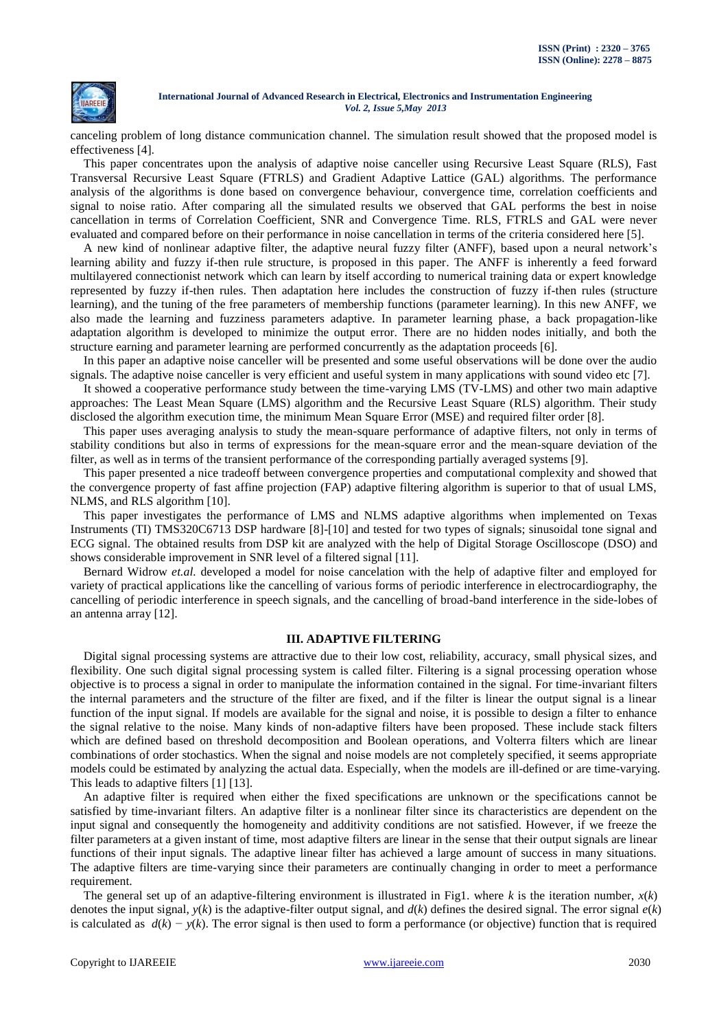canceling problem of long distance communication channel. The simulation result showed that the proposed model is effectiveness [4].

This paper concentrates upon the analysis of adaptive noise canceller using Recursive Least Square (RLS), Fast Transversal Recursive Least Square (FTRLS) and Gradient Adaptive Lattice (GAL) algorithms. The performance analysis of the algorithms is done based on convergence behaviour, convergence time, correlation coefficients and signal to noise ratio. After comparing all the simulated results we observed that GAL performs the best in noise cancellation in terms of Correlation Coefficient, SNR and Convergence Time. RLS, FTRLS and GAL were never evaluated and compared before on their performance in noise cancellation in terms of the criteria considered here [5].

A new kind of nonlinear adaptive filter, the adaptive neural fuzzy filter (ANFF), based upon a neural network's learning ability and fuzzy if-then rule structure, is proposed in this paper. The ANFF is inherently a feed forward multilayered connectionist network which can learn by itself according to numerical training data or expert knowledge represented by fuzzy if-then rules. Then adaptation here includes the construction of fuzzy if-then rules (structure learning), and the tuning of the free parameters of membership functions (parameter learning). In this new ANFF, we also made the learning and fuzziness parameters adaptive. In parameter learning phase, a back propagation-like adaptation algorithm is developed to minimize the output error. There are no hidden nodes initially, and both the structure earning and parameter learning are performed concurrently as the adaptation proceeds [6].

In this paper an adaptive noise canceller will be presented and some useful observations will be done over the audio signals. The adaptive noise canceller is very efficient and useful system in many applications with sound video etc [7].

It showed a cooperative performance study between the time-varying LMS (TV-LMS) and other two main adaptive approaches: The Least Mean Square (LMS) algorithm and the Recursive Least Square (RLS) algorithm. Their study disclosed the algorithm execution time, the minimum Mean Square Error (MSE) and required filter order [8].

This paper uses averaging analysis to study the mean-square performance of adaptive filters, not only in terms of stability conditions but also in terms of expressions for the mean-square error and the mean-square deviation of the filter, as well as in terms of the transient performance of the corresponding partially averaged systems [9].

This paper presented a nice tradeoff between convergence properties and computational complexity and showed that the convergence property of fast affine projection (FAP) adaptive filtering algorithm is superior to that of usual LMS, NLMS, and RLS algorithm [10].

This paper investigates the performance of LMS and NLMS adaptive algorithms when implemented on Texas Instruments (TI) TMS320C6713 DSP hardware [8]-[10] and tested for two types of signals; sinusoidal tone signal and ECG signal. The obtained results from DSP kit are analyzed with the help of Digital Storage Oscilloscope (DSO) and shows considerable improvement in SNR level of a filtered signal [11].

Bernard Widrow *et.al.* developed a model for noise cancelation with the help of adaptive filter and employed for variety of practical applications like the cancelling of various forms of periodic interference in electrocardiography, the cancelling of periodic interference in speech signals, and the cancelling of broad-band interference in the side-lobes of an antenna array [12].

## III. ADAPTIVE FILTERING

Digital signal processing systems are attractive due to their low cost, reliability, accuracy, small physical sizes, and flexibility. One such digital signal processing system is called filter. Filtering is a signal processing operation whose objective is to process a signal in order to manipulate the information contained in the signal. For time-invariant filters the internal parameters and the structure of the filter are fixed, and if the filter is linear the output signal is a linear function of the input signal. If models are available for the signal and noise, it is possible to design a filter to enhance the signal relative to the noise. Many kinds of non-adaptive filters have been proposed. These include stack filters which are defined based on threshold decomposition and Boolean operations, and Volterra filters which are linear combinations of order stochastics. When the signal and noise models are not completely specified, it seems appropriate models could be estimated by analyzing the actual data. Especially, when the models are ill-defined or are time-varying. This leads to adaptive filters [1] [13].

An adaptive filter is required when either the fixed specifications are unknown or the specifications cannot be satisfied by time-invariant filters. An adaptive filter is a nonlinear filter since its characteristics are dependent on the input signal and consequently the homogeneity and additivity conditions are not satisfied. However, if we freeze the filter parameters at a given instant of time, most adaptive filters are linear in the sense that their output signals are linear functions of their input signals. The adaptive linear filter has achieved a large amount of success in many situations. The adaptive filters are time-varying since their parameters are continually changing in order to meet a performance requirement.

The general set up of an adaptive-filtering environment is illustrated in Fig1. where $k$ is the iteration number, $x(k)$ denotes the input signal, $y(k)$ is the adaptive-filter output signal, and $d(k)$ defines the desired signal. The error signal $e(k)$ is calculated as $d(k) - y(k)$. The error signal is then used to form a performance (or objective) function that is required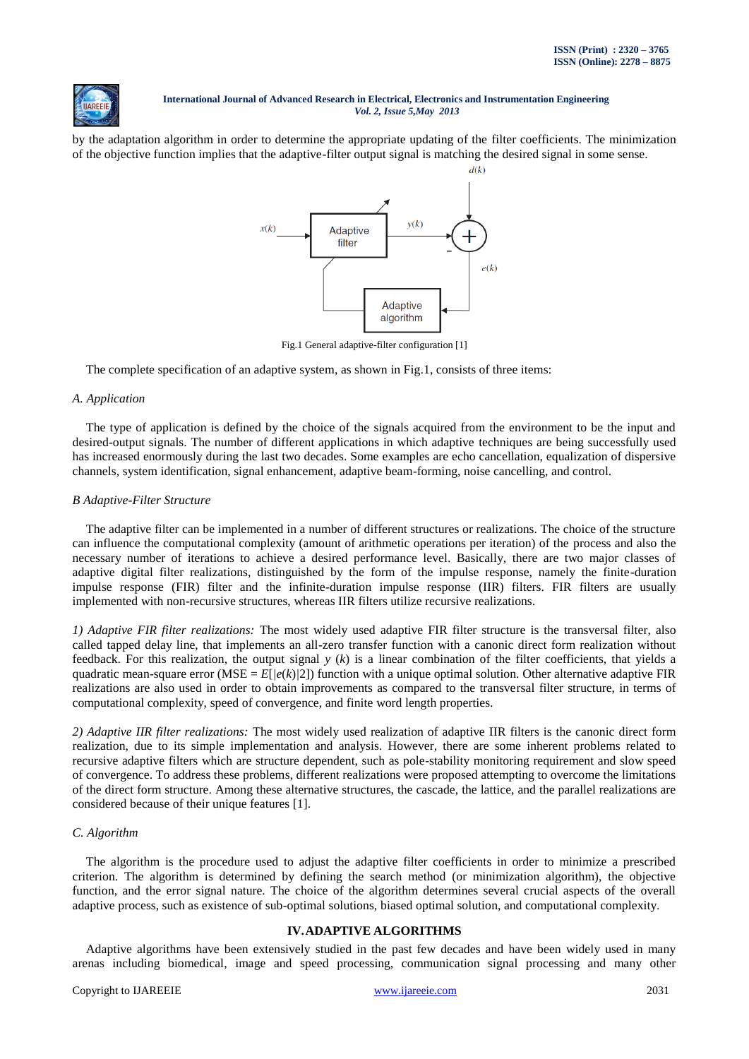by the adaptation algorithm in order to determine the appropriate updating of the filter coefficients. The minimization of the objective function implies that the adaptive-filter output signal is matching the desired signal in some sense.

$d(k)$

$x(k)$

Adaptive filter

$y(k)$

$e(k)$

Adaptive algorithm

Fig.1 General adaptive-filter configuration [1]

The complete specification of an adaptive system, as shown in Fig.1, consists of three items:

### *A. Application*

The type of application is defined by the choice of the signals acquired from the environment to be the input and desired-output signals. The number of different applications in which adaptive techniques are being successfully used has increased enormously during the last two decades. Some examples are echo cancellation, equalization of dispersive channels, system identification, signal enhancement, adaptive beam-forming, noise cancelling, and control.

### *B Adaptive-Filter Structure*

The adaptive filter can be implemented in a number of different structures or realizations. The choice of the structure can influence the computational complexity (amount of arithmetic operations per iteration) of the process and also the necessary number of iterations to achieve a desired performance level. Basically, there are two major classes of adaptive digital filter realizations, distinguished by the form of the impulse response, namely the finite-duration impulse response (FIR) filter and the infinite-duration impulse response (IIR) filters. FIR filters are usually implemented with non-recursive structures, whereas IIR filters utilize recursive realizations.

*1) Adaptive FIR filter realizations:* The most widely used adaptive FIR filter structure is the transversal filter, also called tapped delay line, that implements an all-zero transfer function with a canonic direct form realization without feedback. For this realization, the output signal $y(k)$ is a linear combination of the filter coefficients, that yields a quadratic mean-square error (MSE = $E[|e(k)|2]$) function with a unique optimal solution. Other alternative adaptive FIR realizations are also used in order to obtain improvements as compared to the transversal filter structure, in terms of computational complexity, speed of convergence, and finite word length properties.

*2) Adaptive IIR filter realizations:* The most widely used realization of adaptive IIR filters is the canonic direct form realization, due to its simple implementation and analysis. However, there are some inherent problems related to recursive adaptive filters which are structure dependent, such as pole-stability monitoring requirement and slow speed of convergence. To address these problems, different realizations were proposed attempting to overcome the limitations of the direct form structure. Among these alternative structures, the cascade, the lattice, and the parallel realizations are considered because of their unique features [1].

### *C. Algorithm*

The algorithm is the procedure used to adjust the adaptive filter coefficients in order to minimize a prescribed criterion. The algorithm is determined by defining the search method (or minimization algorithm), the objective function, and the error signal nature. The choice of the algorithm determines several crucial aspects of the overall adaptive process, such as existence of sub-optimal solutions, biased optimal solution, and computational complexity.

## IV. ADAPTIVE ALGORITHMS

Adaptive algorithms have been extensively studied in the past few decades and have been widely used in many arenas including biomedical, image and speed processing, communication signal processing and many other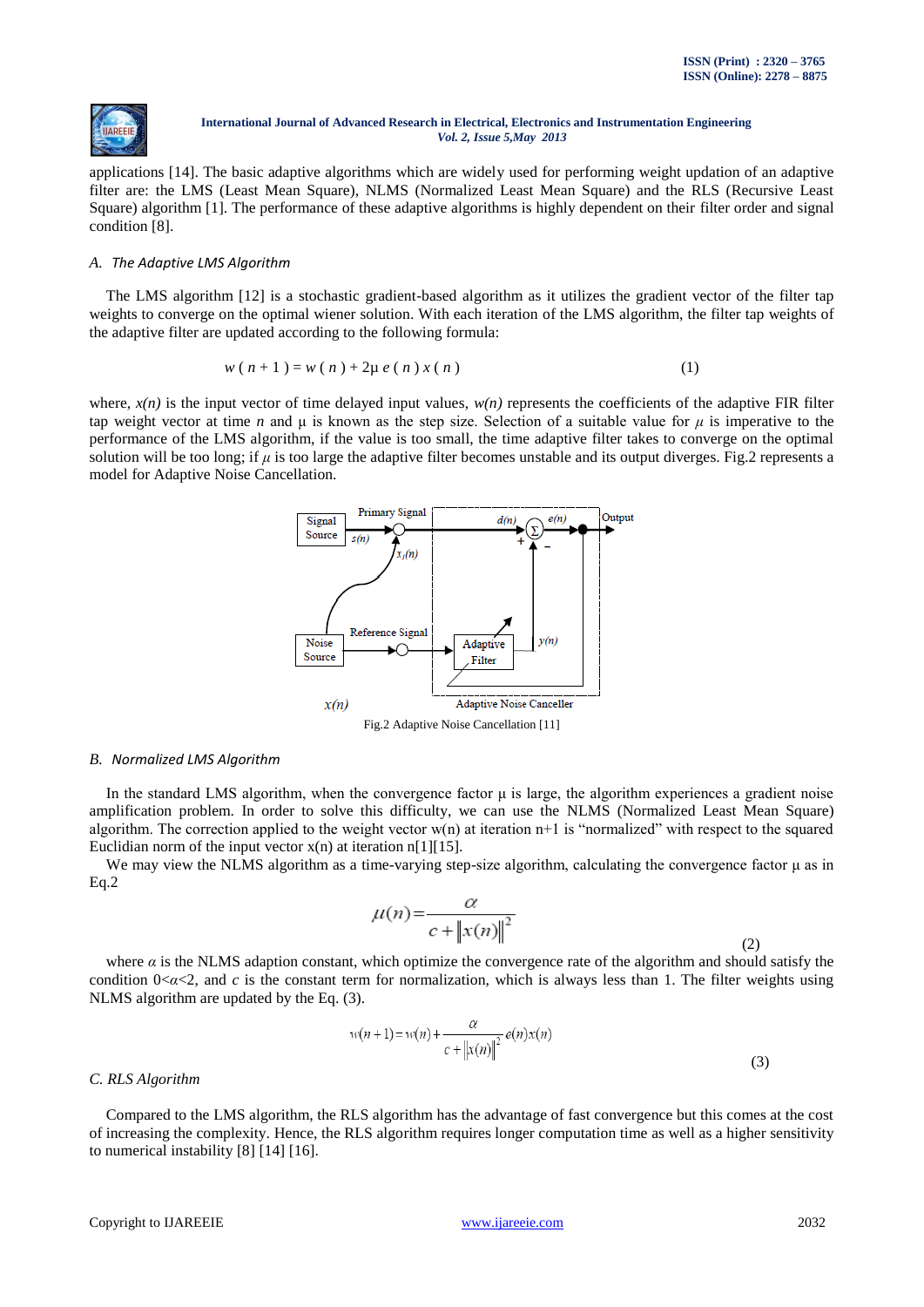applications [14]. The basic adaptive algorithms which are widely used for performing weight updation of an adaptive filter are: the LMS (Least Mean Square), NLMS (Normalized Least Mean Square) and the RLS (Recursive Least Square) algorithm [1]. The performance of these adaptive algorithms is highly dependent on their filter order and signal condition [8].

### A. *The Adaptive LMS Algorithm*

The LMS algorithm [12] is a stochastic gradient-based algorithm as it utilizes the gradient vector of the filter tap weights to converge on the optimal wiener solution. With each iteration of the LMS algorithm, the filter tap weights of the adaptive filter are updated according to the following formula:

$$w(n+1) = w(n) + 2\mu\, e(n)\, x(n) \tag{1}$$

where, $x(n)$ is the input vector of time delayed input values, $w(n)$ represents the coefficients of the adaptive FIR filter tap weight vector at time $n$ and $\mu$ is known as the step size. Selection of a suitable value for $\mu$ is imperative to the performance of the LMS algorithm, if the value is too small, the time adaptive filter takes to converge on the optimal solution will be too long; if $\mu$ is too large the adaptive filter becomes unstable and its output diverges. Fig.2 represents a model for Adaptive Noise Cancellation.

Fig.2 Adaptive Noise Cancellation [11]

### B. *Normalized LMS Algorithm*

In the standard LMS algorithm, when the convergence factor μ is large, the algorithm experiences a gradient noise amplification problem. In order to solve this difficulty, we can use the NLMS (Normalized Least Mean Square) algorithm. The correction applied to the weight vector w(n) at iteration n+1 is "normalized" with respect to the squared Euclidian norm of the input vector x(n) at iteration n[1][15].

We may view the NLMS algorithm as a time-varying step-size algorithm, calculating the convergence factor μ as in Eq.2

$$\mu(n) = \frac{\alpha}{c + \|x(n)\|^2} \tag{2}$$

where $\alpha$ is the NLMS adaption constant, which optimize the convergence rate of the algorithm and should satisfy the condition $0<\alpha<2$, and $c$ is the constant term for normalization, which is always less than 1. The filter weights using NLMS algorithm are updated by the Eq. (3).

$$w(n+1) = w(n) + \frac{\alpha}{c + \|x(n)\|^2} e(n)x(n) \tag{3}$$

### C. *RLS Algorithm*

Compared to the LMS algorithm, the RLS algorithm has the advantage of fast convergence but this comes at the cost of increasing the complexity. Hence, the RLS algorithm requires longer computation time as well as a higher sensitivity to numerical instability [8] [14] [16].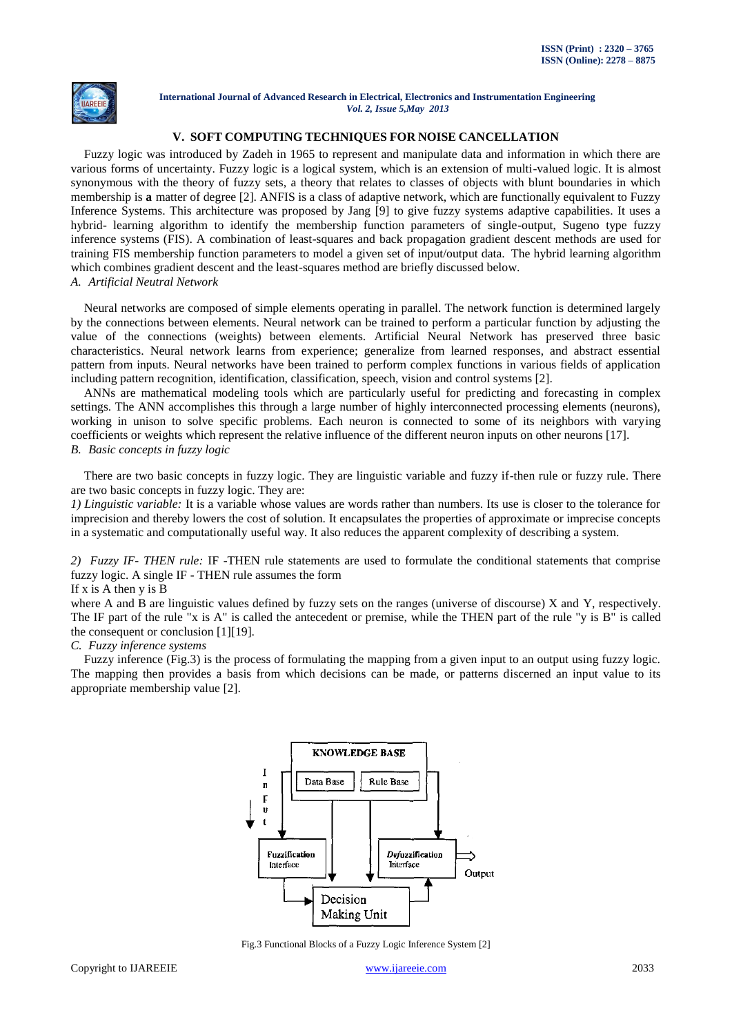## V. SOFT COMPUTING TECHNIQUES FOR NOISE CANCELLATION

Fuzzy logic was introduced by Zadeh in 1965 to represent and manipulate data and information in which there are various forms of uncertainty. Fuzzy logic is a logical system, which is an extension of multi-valued logic. It is almost synonymous with the theory of fuzzy sets, a theory that relates to classes of objects with blunt boundaries in which membership is **a** matter of degree [2]. ANFIS is a class of adaptive network, which are functionally equivalent to Fuzzy Inference Systems. This architecture was proposed by Jang [9] to give fuzzy systems adaptive capabilities. It uses a hybrid- learning algorithm to identify the membership function parameters of single-output, Sugeno type fuzzy inference systems (FIS). A combination of least-squares and back propagation gradient descent methods are used for training FIS membership function parameters to model a given set of input/output data. The hybrid learning algorithm which combines gradient descent and the least-squares method are briefly discussed below.

### *A. Artificial Neutral Network*

Neural networks are composed of simple elements operating in parallel. The network function is determined largely by the connections between elements. Neural network can be trained to perform a particular function by adjusting the value of the connections (weights) between elements. Artificial Neural Network has preserved three basic characteristics. Neural network learns from experience; generalize from learned responses, and abstract essential pattern from inputs. Neural networks have been trained to perform complex functions in various fields of application including pattern recognition, identification, classification, speech, vision and control systems [2].

ANNs are mathematical modeling tools which are particularly useful for predicting and forecasting in complex settings. The ANN accomplishes this through a large number of highly interconnected processing elements (neurons), working in unison to solve specific problems. Each neuron is connected to some of its neighbors with varying coefficients or weights which represent the relative influence of the different neuron inputs on other neurons [17].

### *B. Basic concepts in fuzzy logic*

There are two basic concepts in fuzzy logic. They are linguistic variable and fuzzy if-then rule or fuzzy rule. There are two basic concepts in fuzzy logic. They are:

*1) Linguistic variable:* It is a variable whose values are words rather than numbers. Its use is closer to the tolerance for imprecision and thereby lowers the cost of solution. It encapsulates the properties of approximate or imprecise concepts in a systematic and computationally useful way. It also reduces the apparent complexity of describing a system.

*2) Fuzzy IF- THEN rule:* IF -THEN rule statements are used to formulate the conditional statements that comprise fuzzy logic. A single IF - THEN rule assumes the form

If x is A then y is B

where A and B are linguistic values defined by fuzzy sets on the ranges (universe of discourse) X and Y, respectively. The IF part of the rule "x is A" is called the antecedent or premise, while the THEN part of the rule "y is B" is called the consequent or conclusion [1][19].

### *C. Fuzzy inference systems*

Fuzzy inference (Fig.3) is the process of formulating the mapping from a given input to an output using fuzzy logic. The mapping then provides a basis from which decisions can be made, or patterns discerned an input value to its appropriate membership value [2].

Fig.3 Functional Blocks of a Fuzzy Logic Inference System [2]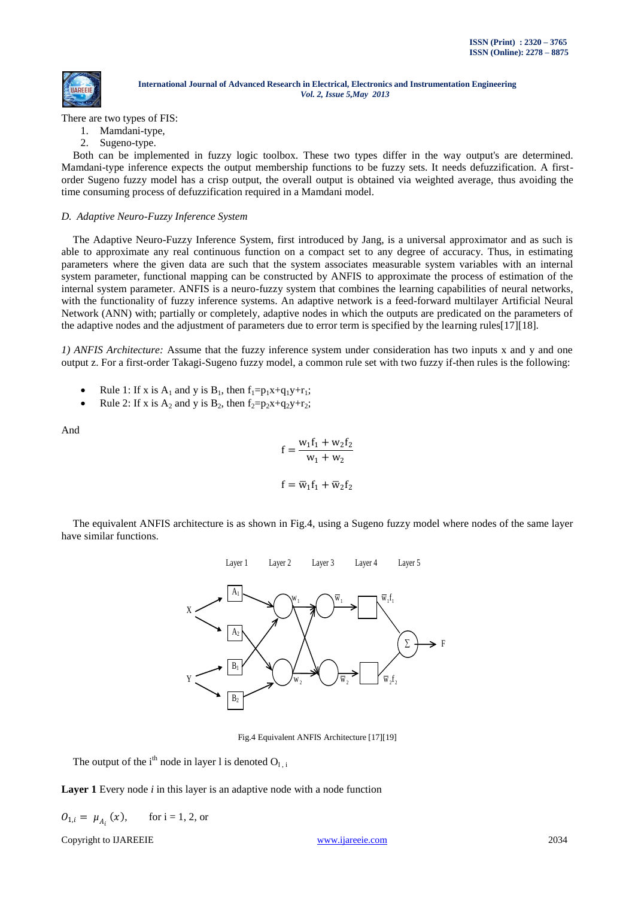There are two types of FIS:

1. Mamdani-type,
2. Sugeno-type.

Both can be implemented in fuzzy logic toolbox. These two types differ in the way output's are determined. Mamdani-type inference expects the output membership functions to be fuzzy sets. It needs defuzzification. A first-order Sugeno fuzzy model has a crisp output, the overall output is obtained via weighted average, thus avoiding the time consuming process of defuzzification required in a Mamdani model.

*D. Adaptive Neuro-Fuzzy Inference System*

The Adaptive Neuro-Fuzzy Inference System, first introduced by Jang, is a universal approximator and as such is able to approximate any real continuous function on a compact set to any degree of accuracy. Thus, in estimating parameters where the given data are such that the system associates measurable system variables with an internal system parameter, functional mapping can be constructed by ANFIS to approximate the process of estimation of the internal system parameter. ANFIS is a neuro-fuzzy system that combines the learning capabilities of neural networks, with the functionality of fuzzy inference systems. An adaptive network is a feed-forward multilayer Artificial Neural Network (ANN) with; partially or completely, adaptive nodes in which the outputs are predicated on the parameters of the adaptive nodes and the adjustment of parameters due to error term is specified by the learning rules[17][18].

*1) ANFIS Architecture:* Assume that the fuzzy inference system under consideration has two inputs x and y and one output z. For a first-order Takagi-Sugeno fuzzy model, a common rule set with two fuzzy if-then rules is the following:

- Rule 1: If x is $A_1$ and y is $B_1$, then $f_1=p_1x+q_1y+r_1$;
- Rule 2: If x is $A_2$ and y is $B_2$, then $f_2=p_2x+q_2y+r_2$;

And

$$f = \frac{w_1 f_1 + w_2 f_2}{w_1 + w_2}$$

$$f = \overline{w}_1 f_1 + \overline{w}_2 f_2$$

The equivalent ANFIS architecture is as shown in Fig.4, using a Sugeno fuzzy model where nodes of the same layer have similar functions.

Fig.4 Equivalent ANFIS Architecture [17][19]

The output of the $i^{th}$ node in layer l is denoted $O_{l,i}$

**Layer 1** Every node *i* in this layer is an adaptive node with a node function

$O_{1,i} = \mu_{A_i}(x)$, for i = 1, 2, or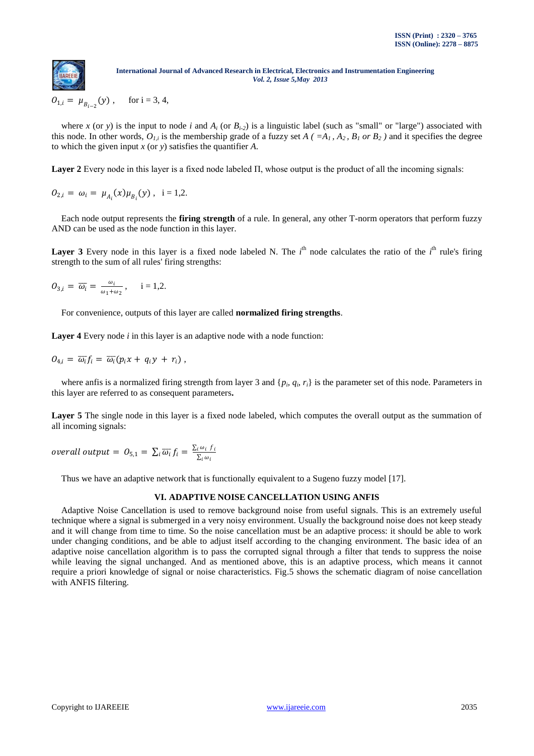$$O_{1,i} = \mu_{B_{i-2}}(y) \, , \quad \text{for i = 3, 4,}$$

where $x$ (or $y$) is the input to node $i$ and $A_i$ (or $B_{i-2}$) is a linguistic label (such as "small" or "large") associated with this node. In other words, $O_{1,i}$ is the membership grade of a fuzzy set $A$ ( $=A_1$ , $A_2$ , $B_1$ or $B_2$ ) and it specifies the degree to which the given input $x$ (or $y$) satisfies the quantifier $A$.

**Layer 2** Every node in this layer is a fixed node labeled Π, whose output is the product of all the incoming signals:

$$O_{2,i} = \omega_i = \mu_{A_i}(x)\mu_{B_i}(y) \, , \quad \text{i = 1,2.}$$

Each node output represents the **firing strength** of a rule. In general, any other T-norm operators that perform fuzzy AND can be used as the node function in this layer.

**Layer 3** Every node in this layer is a fixed node labeled N. The $i^{th}$ node calculates the ratio of the $i^{th}$ rule's firing strength to the sum of all rules' firing strengths:

$$O_{3,i} = \overline{\omega_i} = \frac{\omega_i}{\omega_1 + \omega_2} \, , \quad \text{i = 1,2.}$$

For convenience, outputs of this layer are called **normalized firing strengths**.

**Layer 4** Every node $i$ in this layer is an adaptive node with a node function:

$$O_{4,i} = \overline{\omega_i} f_i = \overline{\omega_i}(p_i x + q_i y + r_i) \, ,$$

where anfis is a normalized firing strength from layer 3 and $\{p_i, q_i, r_i\}$ is the parameter set of this node. Parameters in this layer are referred to as consequent parameters**.**

**Layer 5** The single node in this layer is a fixed node labeled, which computes the overall output as the summation of all incoming signals:

$$overall\ output = O_{5,1} = \sum_i \overline{\omega_i} f_i = \frac{\sum_i \omega_i f_i}{\sum_i \omega_i}$$

Thus we have an adaptive network that is functionally equivalent to a Sugeno fuzzy model [17].

## VI. ADAPTIVE NOISE CANCELLATION USING ANFIS

Adaptive Noise Cancellation is used to remove background noise from useful signals. This is an extremely useful technique where a signal is submerged in a very noisy environment. Usually the background noise does not keep steady and it will change from time to time. So the noise cancellation must be an adaptive process: it should be able to work under changing conditions, and be able to adjust itself according to the changing environment. The basic idea of an adaptive noise cancellation algorithm is to pass the corrupted signal through a filter that tends to suppress the noise while leaving the signal unchanged. And as mentioned above, this is an adaptive process, which means it cannot require a priori knowledge of signal or noise characteristics. Fig.5 shows the schematic diagram of noise cancellation with ANFIS filtering.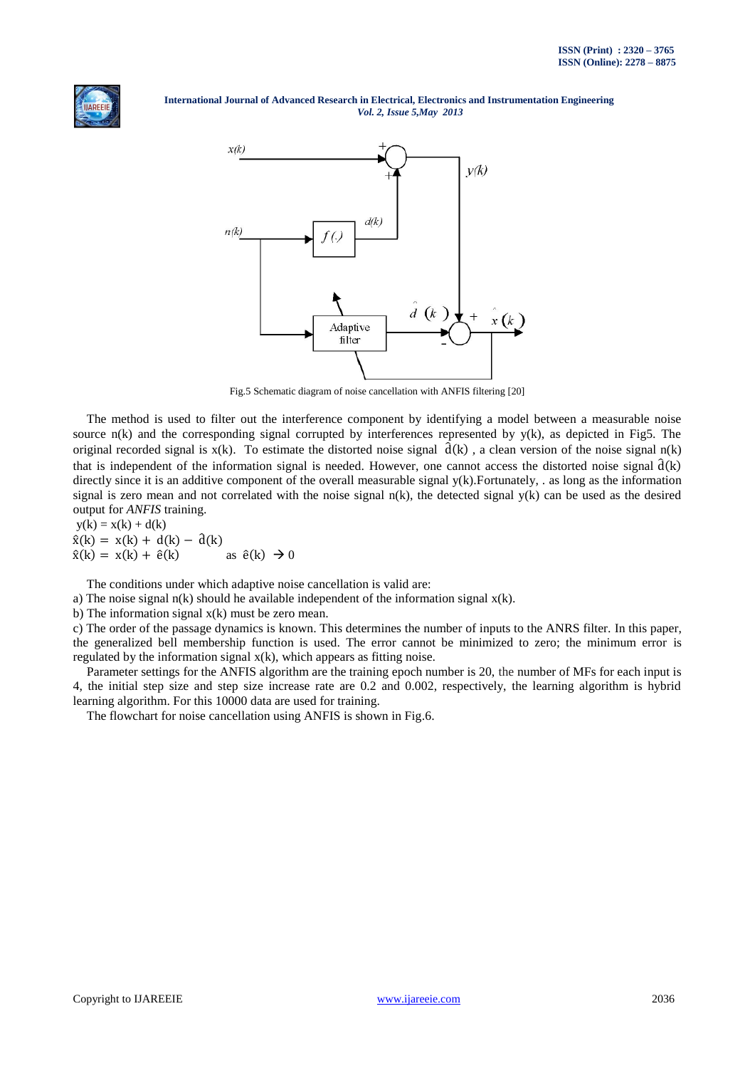Fig.5 Schematic diagram of noise cancellation with ANFIS filtering [20]

The method is used to filter out the interference component by identifying a model between a measurable noise source n(k) and the corresponding signal corrupted by interferences represented by y(k), as depicted in Fig5. The original recorded signal is x(k). To estimate the distorted noise signal $\hat{d}(k)$ , a clean version of the noise signal n(k) that is independent of the information signal is needed. However, one cannot access the distorted noise signal $\hat{d}(k)$ directly since it is an additive component of the overall measurable signal y(k).Fortunately, . as long as the information signal is zero mean and not correlated with the noise signal n(k), the detected signal y(k) can be used as the desired output for *ANFIS* training.

$y(k) = x(k) + d(k)$

$\hat{x}(k) = x(k) + d(k) - \hat{d}(k)$

$\hat{x}(k) = x(k) + \hat{e}(k) \quad$ as $\hat{e}(k) \rightarrow 0$

The conditions under which adaptive noise cancellation is valid are:

a) The noise signal n(k) should he available independent of the information signal x(k).

b) The information signal x(k) must be zero mean.

c) The order of the passage dynamics is known. This determines the number of inputs to the ANRS filter. In this paper, the generalized bell membership function is used. The error cannot be minimized to zero; the minimum error is regulated by the information signal x(k), which appears as fitting noise.

Parameter settings for the ANFIS algorithm are the training epoch number is 20, the number of MFs for each input is 4, the initial step size and step size increase rate are 0.2 and 0.002, respectively, the learning algorithm is hybrid learning algorithm. For this 10000 data are used for training.

The flowchart for noise cancellation using ANFIS is shown in Fig.6.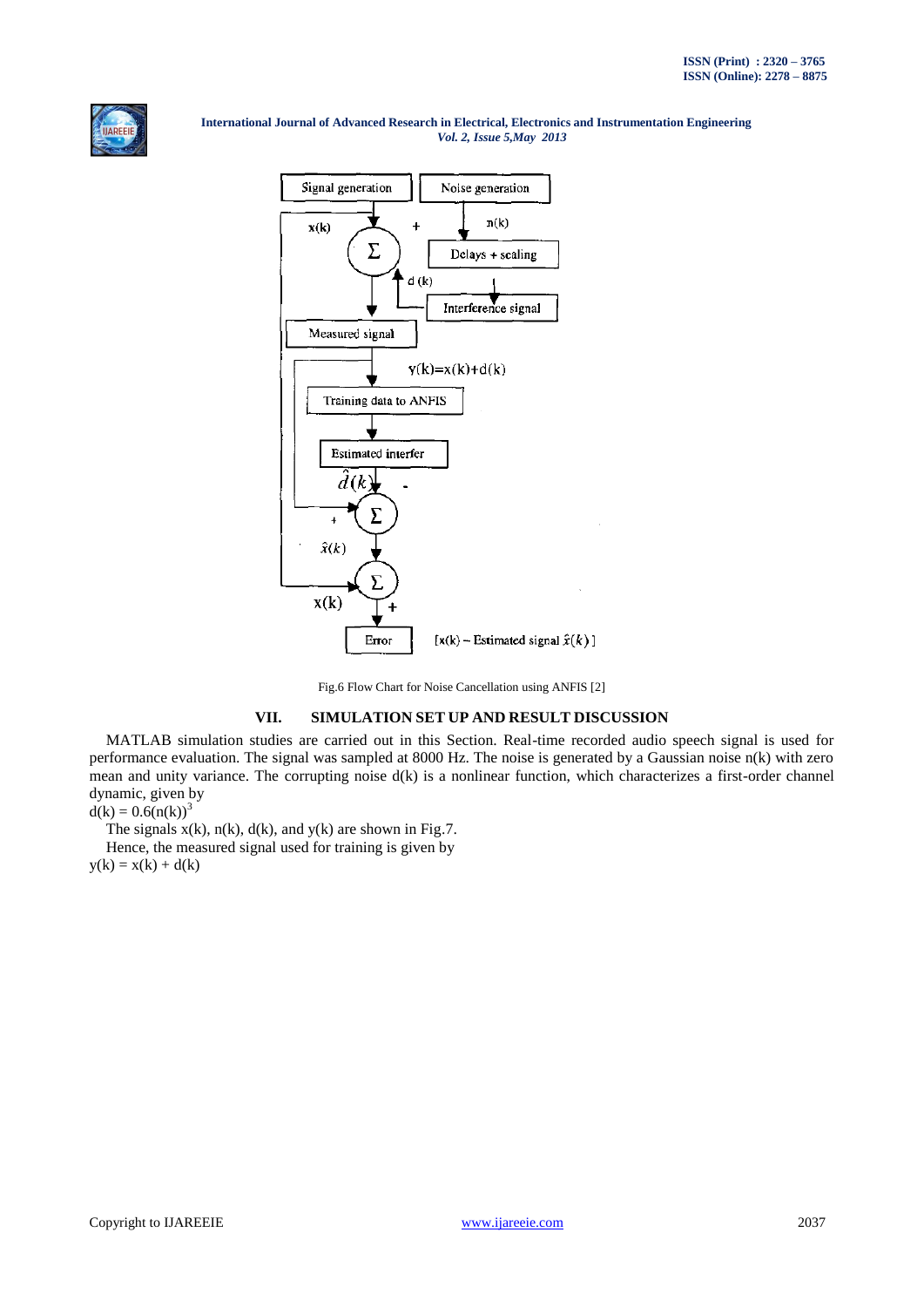Fig.6 Flow Chart for Noise Cancellation using ANFIS [2]

## VII. SIMULATION SET UP AND RESULT DISCUSSION

MATLAB simulation studies are carried out in this Section. Real-time recorded audio speech signal is used for performance evaluation. The signal was sampled at 8000 Hz. The noise is generated by a Gaussian noise n(k) with zero mean and unity variance. The corrupting noise d(k) is a nonlinear function, which characterizes a first-order channel dynamic, given by

$$d(k) = 0.6(n(k))^3$$

The signals x(k), n(k), d(k), and y(k) are shown in Fig.7.

Hence, the measured signal used for training is given by

$$y(k) = x(k) + d(k)$$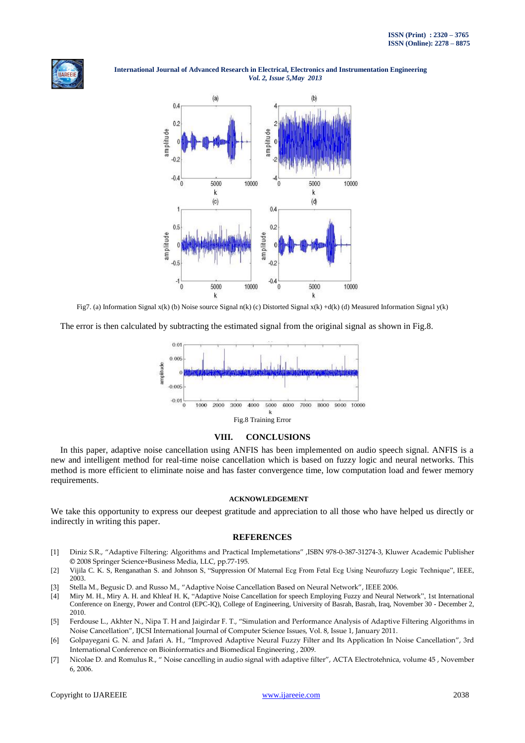Fig7. (a) Information Signal x(k) (b) Noise source Signal n(k) (c) Distorted Signal x(k) +d(k) (d) Measured Information Signal y(k)

The error is then calculated by subtracting the estimated signal from the original signal as shown in Fig.8.

Fig.8 Training Error

## VIII. CONCLUSIONS

In this paper, adaptive noise cancellation using ANFIS has been implemented on audio speech signal. ANFIS is a new and intelligent method for real-time noise cancellation which is based on fuzzy logic and neural networks. This method is more efficient to eliminate noise and has faster convergence time, low computation load and fewer memory requirements.

### ACKNOWLEDGEMENT

We take this opportunity to express our deepest gratitude and appreciation to all those who have helped us directly or indirectly in writing this paper.

## REFERENCES

[1] Diniz S.R., "Adaptive Filtering: Algorithms and Practical Implemetations" ,ISBN 978-0-387-31274-3, Kluwer Academic Publisher © 2008 Springer Science+Business Media, LLC, pp.77-195.

[2] Vijila C. K. S, Renganathan S. and Johnson S, "Suppression Of Maternal Ecg From Fetal Ecg Using Neurofuzzy Logic Technique", IEEE, 2003.

[3] Stella M., Begusic D. and Russo M., "Adaptive Noise Cancellation Based on Neural Network", IEEE 2006.

[4] Miry M. H., Miry A. H. and Khleaf H. K, "Adaptive Noise Cancellation for speech Employing Fuzzy and Neural Network", 1st International Conference on Energy, Power and Control (EPC-IQ), College of Engineering, University of Basrah, Basrah, Iraq, November 30 - December 2, 2010.

[5] Ferdouse L., Akhter N., Nipa T. H and Jaigirdar F. T., "Simulation and Performance Analysis of Adaptive Filtering Algorithms in Noise Cancellation", IJCSI International Journal of Computer Science Issues, Vol. 8, Issue 1, January 2011.

[6] Golpayegani G. N. and Jafari A. H., "Improved Adaptive Neural Fuzzy Filter and Its Application In Noise Cancellation", 3rd International Conference on Bioinformatics and Biomedical Engineering , 2009.

[7] Nicolae D. and Romulus R., " Noise cancelling in audio signal with adaptive filter", ACTA Electrotehnica, volume 45 , November 6, 2006.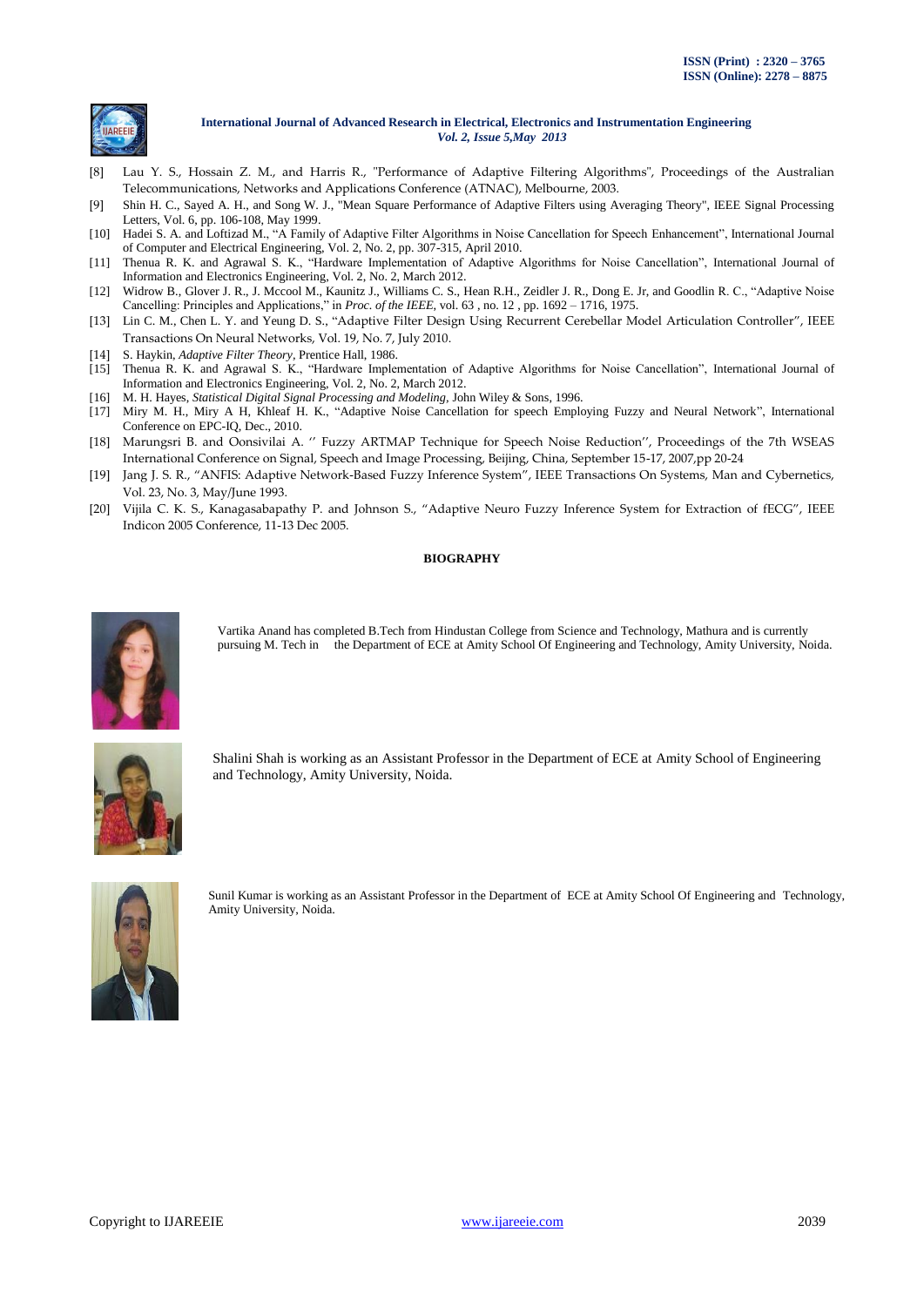[8] Lau Y. S., Hossain Z. M., and Harris R., "Performance of Adaptive Filtering Algorithms", Proceedings of the Australian Telecommunications, Networks and Applications Conference (ATNAC), Melbourne, 2003.

[9] Shin H. C., Sayed A. H., and Song W. J., "Mean Square Performance of Adaptive Filters using Averaging Theory", IEEE Signal Processing Letters, Vol. 6, pp. 106-108, May 1999.

[10] Hadei S. A. and Loftizad M., "A Family of Adaptive Filter Algorithms in Noise Cancellation for Speech Enhancement", International Journal of Computer and Electrical Engineering, Vol. 2, No. 2, pp. 307-315, April 2010.

[11] Thenua R. K. and Agrawal S. K., "Hardware Implementation of Adaptive Algorithms for Noise Cancellation", International Journal of Information and Electronics Engineering, Vol. 2, No. 2, March 2012.

[12] Widrow B., Glover J. R., J. Mccool M., Kaunitz J., Williams C. S., Hean R.H., Zeidler J. R., Dong E. Jr, and Goodlin R. C., "Adaptive Noise Cancelling: Principles and Applications," in *Proc. of the IEEE*, vol. 63 , no. 12 , pp. 1692 – 1716, 1975.

[13] Lin C. M., Chen L. Y. and Yeung D. S., "Adaptive Filter Design Using Recurrent Cerebellar Model Articulation Controller", IEEE Transactions On Neural Networks, Vol. 19, No. 7, July 2010.

[14] S. Haykin, *Adaptive Filter Theory*, Prentice Hall, 1986.

[15] Thenua R. K. and Agrawal S. K., "Hardware Implementation of Adaptive Algorithms for Noise Cancellation", International Journal of Information and Electronics Engineering, Vol. 2, No. 2, March 2012.

[16] M. H. Hayes, *Statistical Digital Signal Processing and Modeling*, John Wiley & Sons, 1996.

[17] Miry M. H., Miry A H, Khleaf H. K., "Adaptive Noise Cancellation for speech Employing Fuzzy and Neural Network", International Conference on EPC-IQ, Dec., 2010.

[18] Marungsri B. and Oonsivilai A. '' Fuzzy ARTMAP Technique for Speech Noise Reduction'', Proceedings of the 7th WSEAS International Conference on Signal, Speech and Image Processing, Beijing, China, September 15-17, 2007,pp 20-24

[19] Jang J. S. R., "ANFIS: Adaptive Network-Based Fuzzy Inference System", IEEE Transactions On Systems, Man and Cybernetics, Vol. 23, No. 3, May/June 1993.

[20] Vijila C. K. S., Kanagasabapathy P. and Johnson S., "Adaptive Neuro Fuzzy Inference System for Extraction of fECG", IEEE Indicon 2005 Conference, 11-13 Dec 2005.

## BIOGRAPHY

Vartika Anand has completed B.Tech from Hindustan College from Science and Technology, Mathura and is currently pursuing M. Tech in the Department of ECE at Amity School Of Engineering and Technology, Amity University, Noida.

Shalini Shah is working as an Assistant Professor in the Department of ECE at Amity School of Engineering and Technology, Amity University, Noida.

Sunil Kumar is working as an Assistant Professor in the Department of ECE at Amity School Of Engineering and Technology, Amity University, Noida.